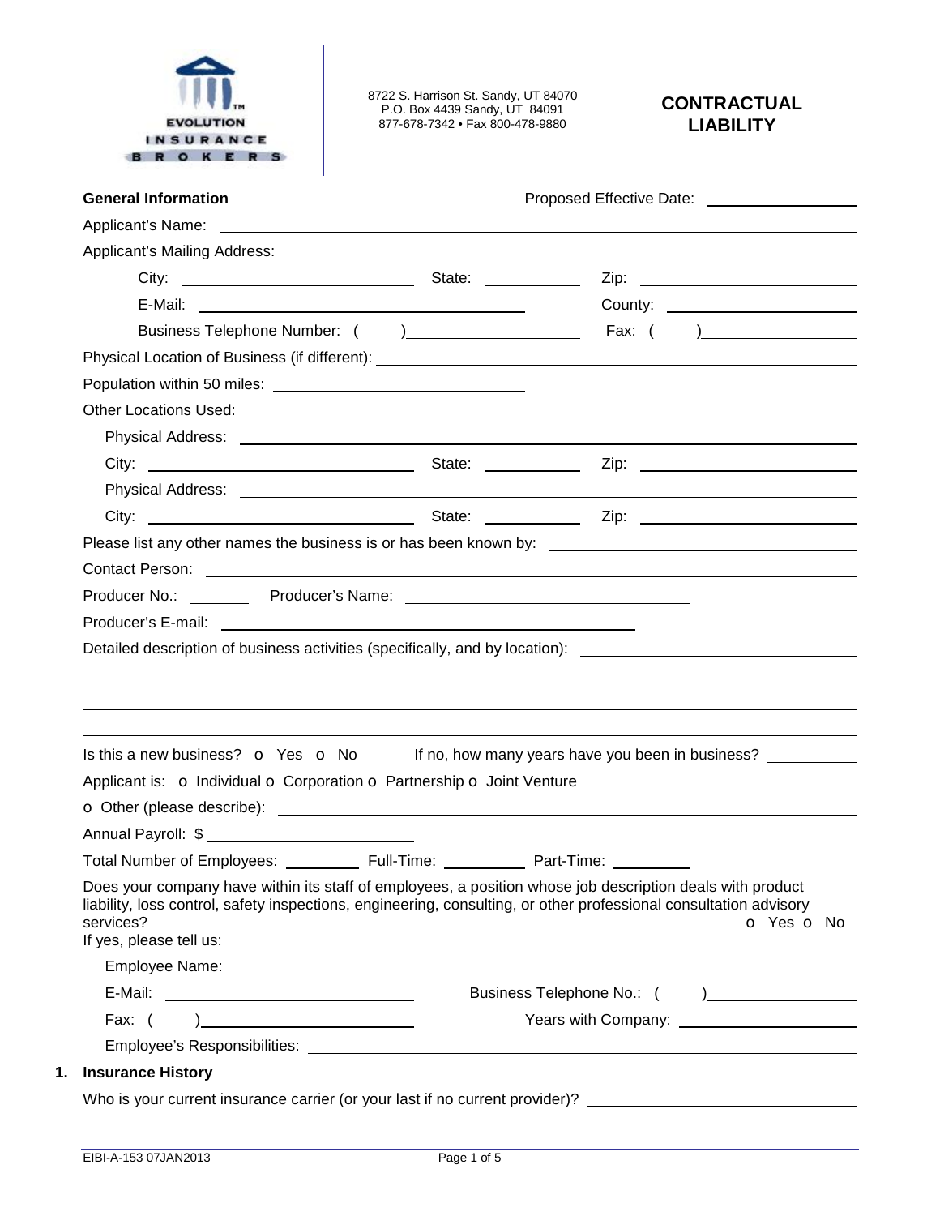EVOLUTION INSURANCE BROKERS

8722 S. Harrison St. Sandy, UT 84070
P.O. Box 4439 Sandy, UT 84091
877-678-7342 • Fax 800-478-9880

# CONTRACTUAL LIABILITY

**General Information** Proposed Effective Date: ________________

Applicant's Name: ________________

Applicant's Mailing Address: ________________

City: ________________ State: ________ Zip: ________________

E-Mail: ________________ County: ________________

Business Telephone Number: ( ) ________________ Fax: ( ) ________________

Physical Location of Business (if different): ________________

Population within 50 miles: ________________

Other Locations Used:

Physical Address: ________________

City: ________________ State: ________ Zip: ________________

Physical Address: ________________

City: ________________ State: ________ Zip: ________________

Please list any other names the business is or has been known by: ________________

Contact Person: ________________

Producer No.: ________ Producer's Name: ________________

Producer's E-mail: ________________

Detailed description of business activities (specifically, and by location): ________________

________________

________________

________________

Is this a new business? o Yes o No If no, how many years have you been in business? ________

Applicant is: o Individual o Corporation o Partnership o Joint Venture

o Other (please describe): ________________

Annual Payroll: $ ________________

Total Number of Employees: ________ Full-Time: ________ Part-Time: ________

Does your company have within its staff of employees, a position whose job description deals with product liability, loss control, safety inspections, engineering, consulting, or other professional consultation advisory services? o Yes o No

If yes, please tell us:

Employee Name: ________________

E-Mail: ________________ Business Telephone No.: ( ) ________________

Fax: ( ) ________________ Years with Company: ________________

Employee's Responsibilities: ________________

## 1. Insurance History

Who is your current insurance carrier (or your last if no current provider)? ________________

EIBI-A-153 07JAN2013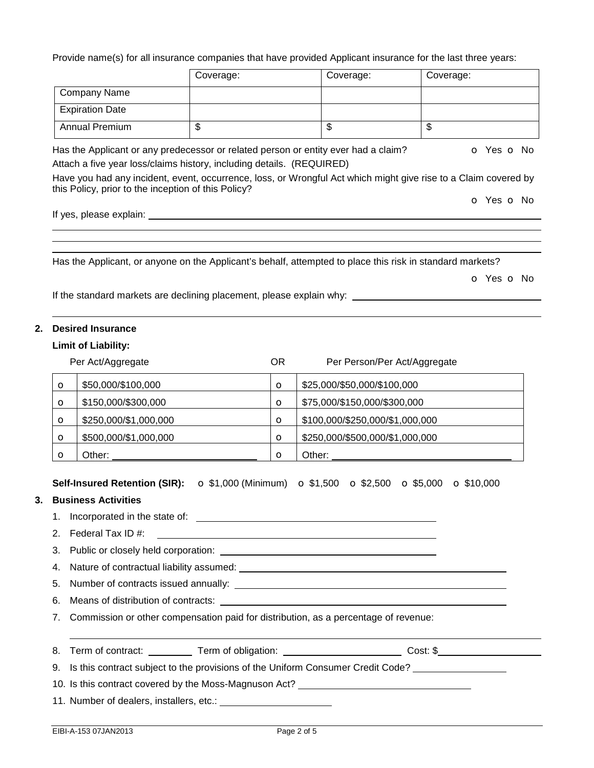Provide name(s) for all insurance companies that have provided Applicant insurance for the last three years:

| | Coverage: | Coverage: | Coverage: |
|---|---|---|---|
| Company Name | | | |
| Expiration Date | | | |
| Annual Premium | $ | $ | $ |

Has the Applicant or any predecessor or related person or entity ever had a claim? o Yes o No

Attach a five year loss/claims history, including details. (REQUIRED)

Have you had any incident, event, occurrence, loss, or Wrongful Act which might give rise to a Claim covered by this Policy, prior to the inception of this Policy? o Yes o No

If yes, please explain: ______________________________________________

Has the Applicant, or anyone on the Applicant's behalf, attempted to place this risk in standard markets? o Yes o No

If the standard markets are declining placement, please explain why: ______________________________

## 2. Desired Insurance

**Limit of Liability:**

| | Per Act/Aggregate | OR | Per Person/Per Act/Aggregate |
|---|---|---|---|
| o | $50,000/$100,000 | o | $25,000/$50,000/$100,000 |
| o | $150,000/$300,000 | o | $75,000/$150,000/$300,000 |
| o | $250,000/$1,000,000 | o | $100,000/$250,000/$1,000,000 |
| o | $500,000/$1,000,000 | o | $250,000/$500,000/$1,000,000 |
| o | Other: ______________ | o | Other: ______________ |

**Self-Insured Retention (SIR):** o $1,000 (Minimum) o $1,500 o $2,500 o $5,000 o $10,000

## 3. Business Activities

1. Incorporated in the state of: ______________________
2. Federal Tax ID #: ______________________
3. Public or closely held corporation: ______________________
4. Nature of contractual liability assumed: ______________________
5. Number of contracts issued annually: ______________________
6. Means of distribution of contracts: ______________________
7. Commission or other compensation paid for distribution, as a percentage of revenue: ______________________
8. Term of contract: ________ Term of obligation: ______________ Cost: $______________
9. Is this contract subject to the provisions of the Uniform Consumer Credit Code? ______________
10. Is this contract covered by the Moss-Magnuson Act? ______________________
11. Number of dealers, installers, etc.: ______________

EIBI-A-153 07JAN2013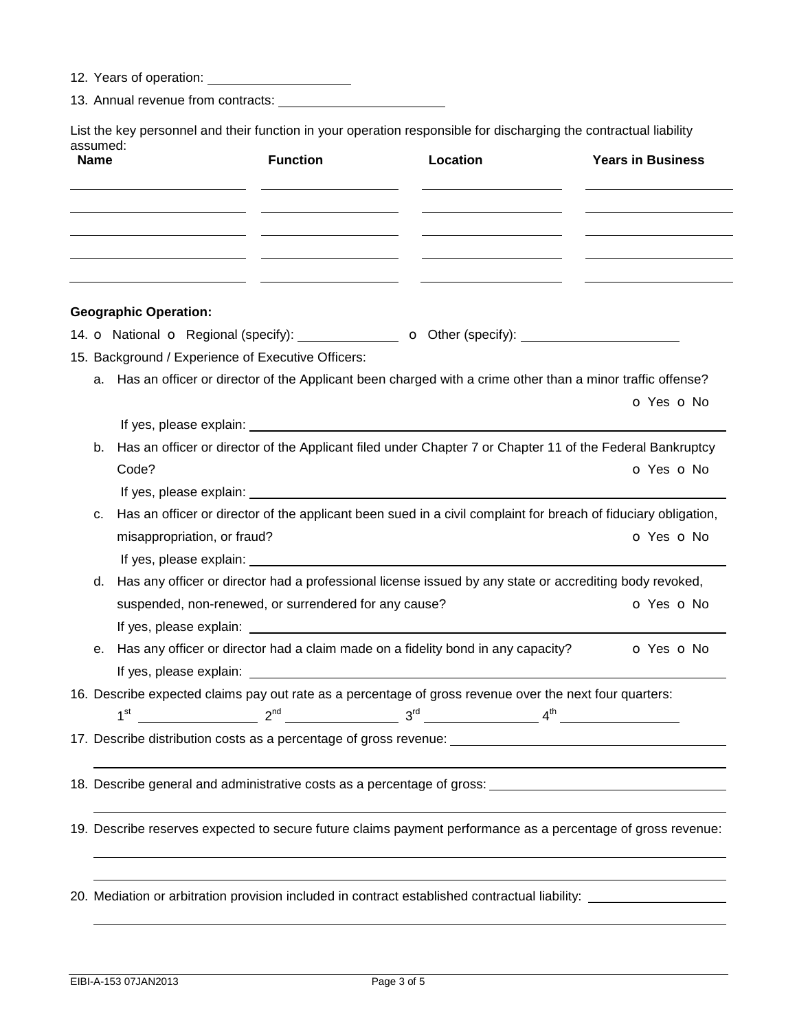12. Years of operation: ____________________

13. Annual revenue from contracts: ______________________

List the key personnel and their function in your operation responsible for discharging the contractual liability assumed:

| Name | Function | Location | Years in Business |
|---|---|---|---|
| | | | |
| | | | |
| | | | |
| | | | |
| | | | |

**Geographic Operation:**

14. o National o Regional (specify): ______________ o Other (specify): ______________________

15. Background / Experience of Executive Officers:

   a. Has an officer or director of the Applicant been charged with a crime other than a minor traffic offense? o Yes o No

      If yes, please explain: ______________________________________________

   b. Has an officer or director of the Applicant filed under Chapter 7 or Chapter 11 of the Federal Bankruptcy Code? o Yes o No

      If yes, please explain: ______________________________________________

   c. Has an officer or director of the applicant been sued in a civil complaint for breach of fiduciary obligation, misappropriation, or fraud? o Yes o No

      If yes, please explain: ______________________________________________

   d. Has any officer or director had a professional license issued by any state or accrediting body revoked, suspended, non-renewed, or surrendered for any cause? o Yes o No

      If yes, please explain: ______________________________________________

   e. Has any officer or director had a claim made on a fidelity bond in any capacity? o Yes o No

      If yes, please explain: ______________________________________________

16. Describe expected claims pay out rate as a percentage of gross revenue over the next four quarters:

    1st ________________ 2nd ________________ 3rd ________________ 4th ________________

17. Describe distribution costs as a percentage of gross revenue: ______________________________________

18. Describe general and administrative costs as a percentage of gross: ______________________________

19. Describe reserves expected to secure future claims payment performance as a percentage of gross revenue:

    ______________________________________________

20. Mediation or arbitration provision included in contract established contractual liability: ____________________

    ______________________________________________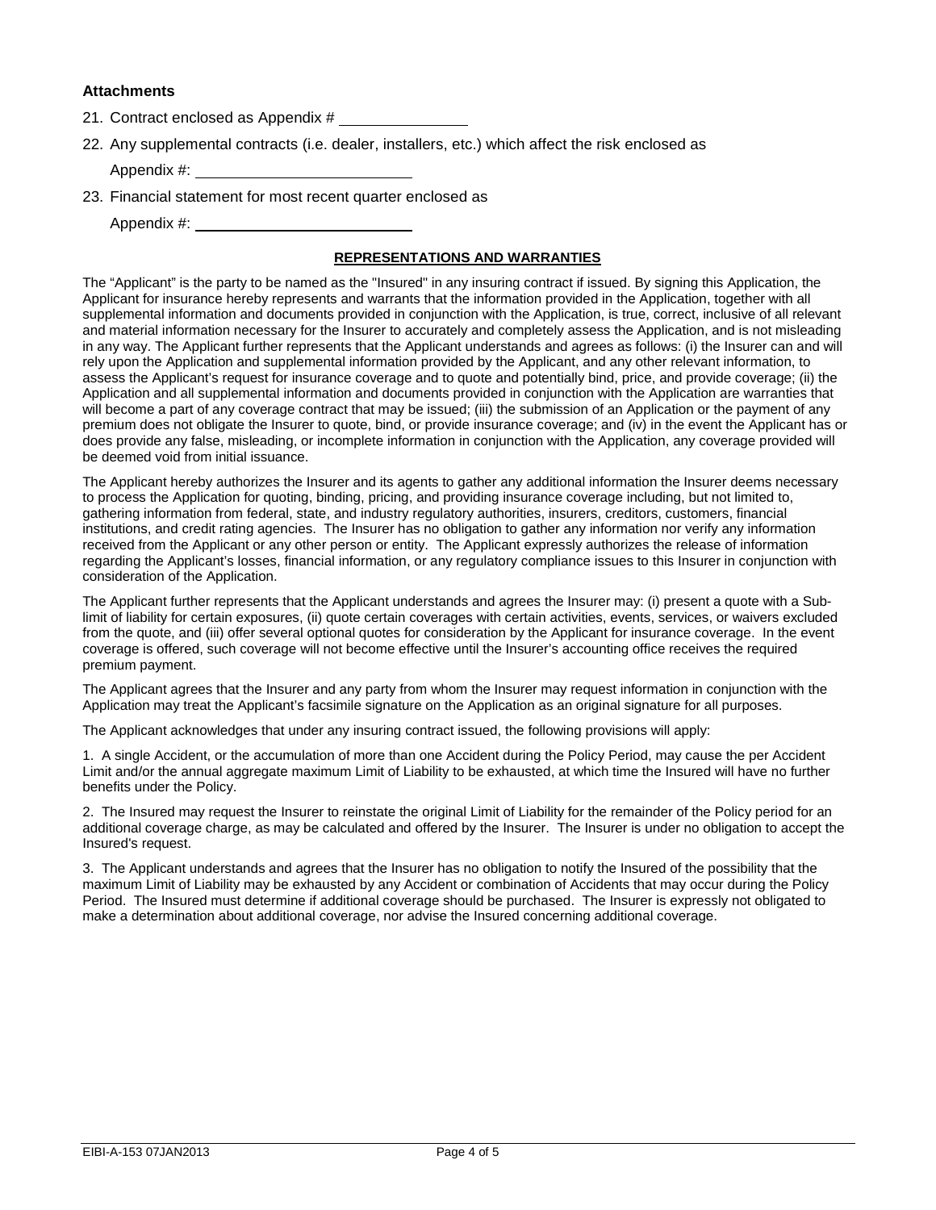### Attachments

21. Contract enclosed as Appendix # ________________
22. Any supplemental contracts (i.e. dealer, installers, etc.) which affect the risk enclosed as Appendix #: ____________________________
23. Financial statement for most recent quarter enclosed as Appendix #: ____________________________

**REPRESENTATIONS AND WARRANTIES**

The "Applicant" is the party to be named as the "Insured" in any insuring contract if issued. By signing this Application, the Applicant for insurance hereby represents and warrants that the information provided in the Application, together with all supplemental information and documents provided in conjunction with the Application, is true, correct, inclusive of all relevant and material information necessary for the Insurer to accurately and completely assess the Application, and is not misleading in any way. The Applicant further represents that the Applicant understands and agrees as follows: (i) the Insurer can and will rely upon the Application and supplemental information provided by the Applicant, and any other relevant information, to assess the Applicant's request for insurance coverage and to quote and potentially bind, price, and provide coverage; (ii) the Application and all supplemental information and documents provided in conjunction with the Application are warranties that will become a part of any coverage contract that may be issued; (iii) the submission of an Application or the payment of any premium does not obligate the Insurer to quote, bind, or provide insurance coverage; and (iv) in the event the Applicant has or does provide any false, misleading, or incomplete information in conjunction with the Application, any coverage provided will be deemed void from initial issuance.

The Applicant hereby authorizes the Insurer and its agents to gather any additional information the Insurer deems necessary to process the Application for quoting, binding, pricing, and providing insurance coverage including, but not limited to, gathering information from federal, state, and industry regulatory authorities, insurers, creditors, customers, financial institutions, and credit rating agencies. The Insurer has no obligation to gather any information nor verify any information received from the Applicant or any other person or entity. The Applicant expressly authorizes the release of information regarding the Applicant's losses, financial information, or any regulatory compliance issues to this Insurer in conjunction with consideration of the Application.

The Applicant further represents that the Applicant understands and agrees the Insurer may: (i) present a quote with a Sub-limit of liability for certain exposures, (ii) quote certain coverages with certain activities, events, services, or waivers excluded from the quote, and (iii) offer several optional quotes for consideration by the Applicant for insurance coverage. In the event coverage is offered, such coverage will not become effective until the Insurer's accounting office receives the required premium payment.

The Applicant agrees that the Insurer and any party from whom the Insurer may request information in conjunction with the Application may treat the Applicant's facsimile signature on the Application as an original signature for all purposes.

The Applicant acknowledges that under any insuring contract issued, the following provisions will apply:

1. A single Accident, or the accumulation of more than one Accident during the Policy Period, may cause the per Accident Limit and/or the annual aggregate maximum Limit of Liability to be exhausted, at which time the Insured will have no further benefits under the Policy.

2. The Insured may request the Insurer to reinstate the original Limit of Liability for the remainder of the Policy period for an additional coverage charge, as may be calculated and offered by the Insurer. The Insurer is under no obligation to accept the Insured's request.

3. The Applicant understands and agrees that the Insurer has no obligation to notify the Insured of the possibility that the maximum Limit of Liability may be exhausted by any Accident or combination of Accidents that may occur during the Policy Period. The Insured must determine if additional coverage should be purchased. The Insurer is expressly not obligated to make a determination about additional coverage, nor advise the Insured concerning additional coverage.

EIBI-A-153 07JAN2013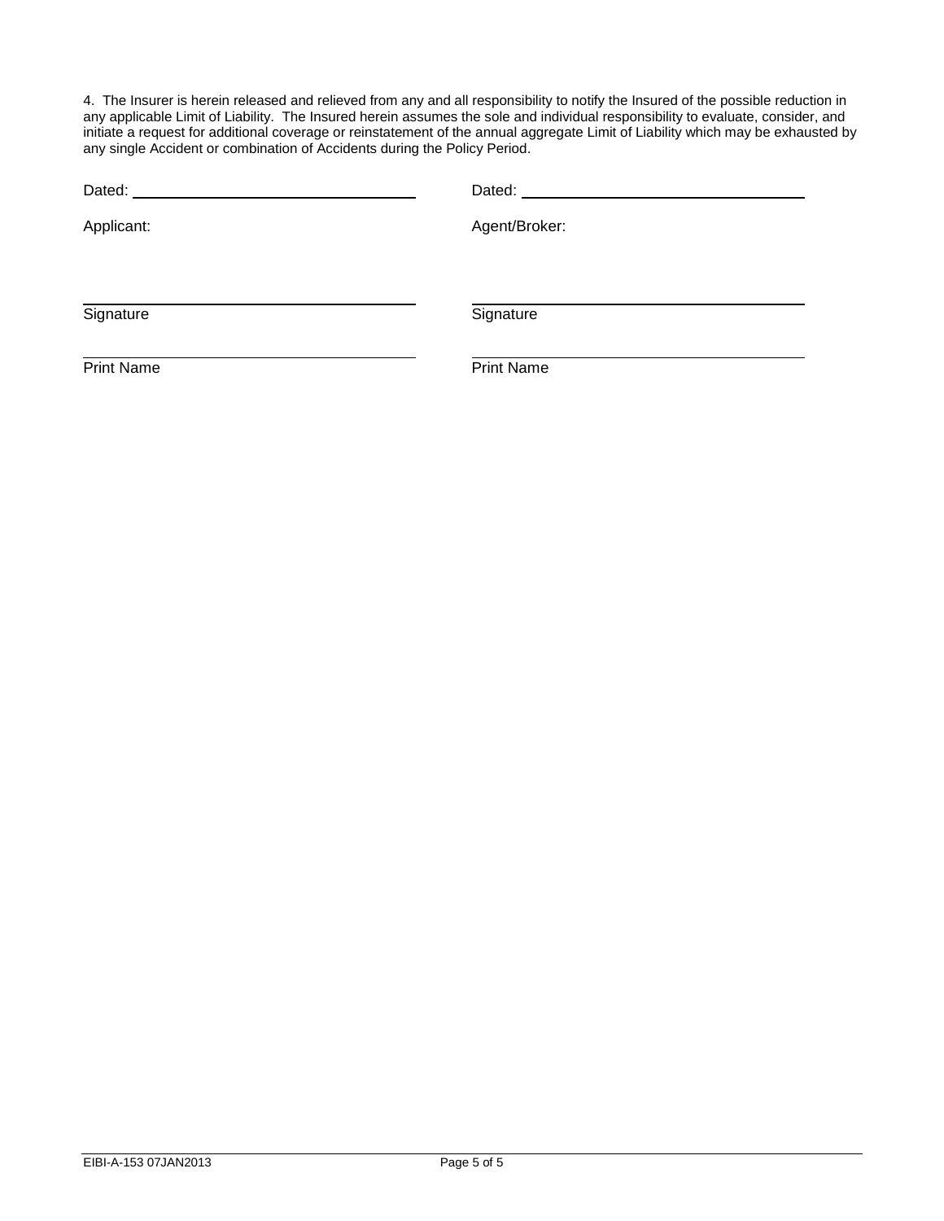4. The Insurer is herein released and relieved from any and all responsibility to notify the Insured of the possible reduction in any applicable Limit of Liability. The Insured herein assumes the sole and individual responsibility to evaluate, consider, and initiate a request for additional coverage or reinstatement of the annual aggregate Limit of Liability which may be exhausted by any single Accident or combination of Accidents during the Policy Period.

| | |
|---|---|
| Dated: ______________________________ | Dated: ______________________________ |
| Applicant: | Agent/Broker: |
| ______________________________ | ______________________________ |
| Signature | Signature |
| ______________________________ | ______________________________ |
| Print Name | Print Name |

EIBI-A-153 07JAN2013